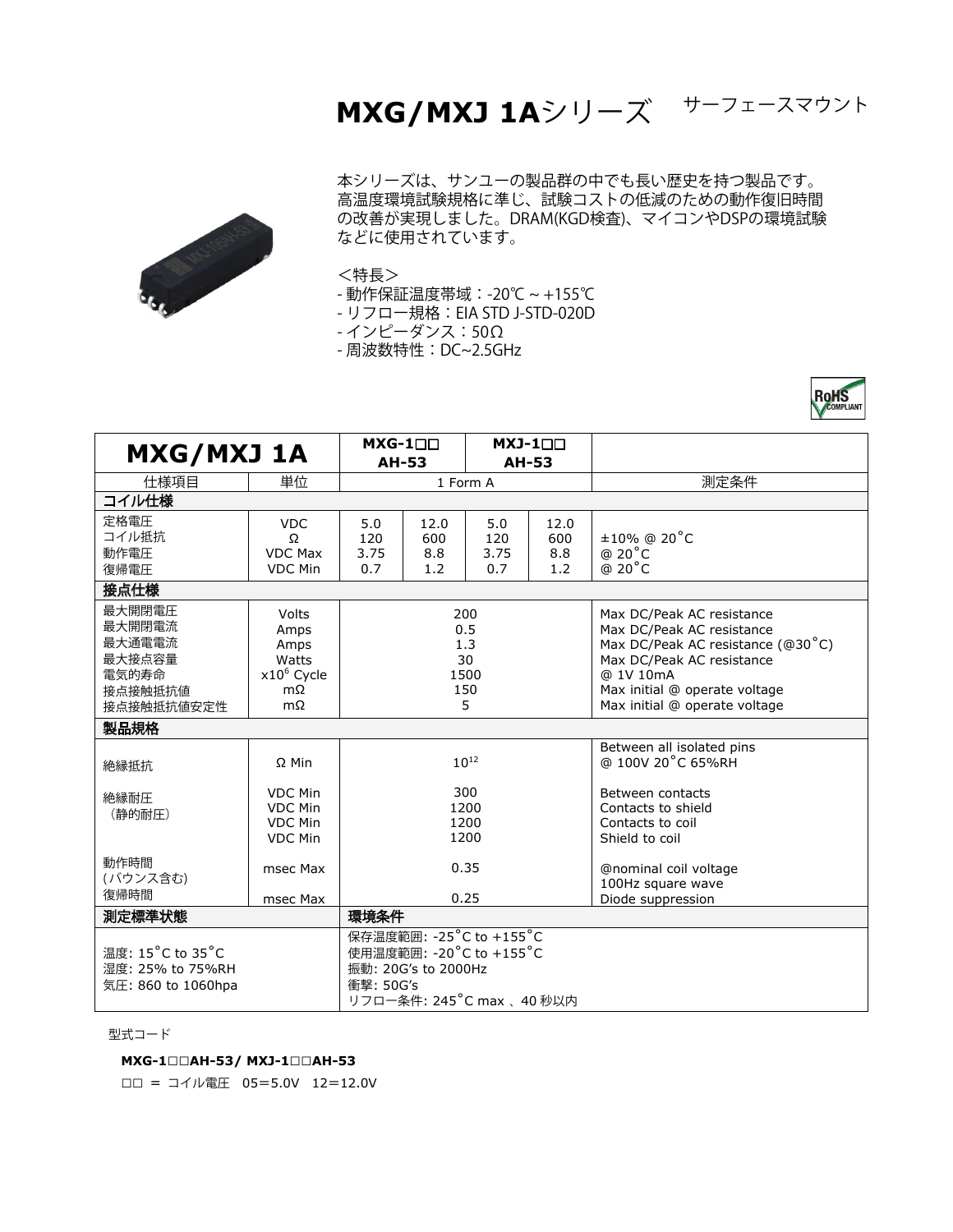# MXG/MXJ 1Aシリーズ サーフェースマウント

本シリーズは、サンユーの製品群の中でも長い歴史を持つ製品です。高温度環境試験規格に準じ、試験コストの低減のための動作復旧時間の改善が実現しました。DRAM(KGD検査)、マイコンやDSPの環境試験などに使用されています。

<特長>
- 動作保証温度帯域：-20℃ ~ +155℃
- リフロー規格：EIA STD J-STD-020D
- インピーダンス：50Ω
- 周波数特性：DC~2.5GHz

| MXG/MXJ 1A | | MXG-1□□ AH-53 | | MXJ-1□□ AH-53 | | |
|---|---|---|---|---|---|---|
| 仕様項目 | 単位 | 1 Form A | | | | 測定条件 |
| **コイル仕様** | | | | | | |
| 定格電圧 | VDC | 5.0 | 12.0 | 5.0 | 12.0 | |
| コイル抵抗 | Ω | 120 | 600 | 120 | 600 | ±10% @ 20˚C |
| 動作電圧 | VDC Max | 3.75 | 8.8 | 3.75 | 8.8 | @ 20˚C |
| 復帰電圧 | VDC Min | 0.7 | 1.2 | 0.7 | 1.2 | @ 20˚C |
| **接点仕様** | | | | | | |
| 最大開閉電圧 | Volts | 200 | | | | Max DC/Peak AC resistance |
| 最大開閉電流 | Amps | 0.5 | | | | Max DC/Peak AC resistance |
| 最大通電電流 | Amps | 1.3 | | | | Max DC/Peak AC resistance (@30˚C) |
| 最大接点容量 | Watts | 30 | | | | Max DC/Peak AC resistance |
| 電気的寿命 | $x10^6$ Cycle | 1500 | | | | @ 1V 10mA |
| 接点接触抵抗値 | mΩ | 150 | | | | Max initial @ operate voltage |
| 接点接触抵抗値安定性 | mΩ | 5 | | | | Max initial @ operate voltage |
| **製品規格** | | | | | | |
| 絶縁抵抗 | Ω Min | $10^{12}$ | | | | Between all isolated pins @ 100V 20˚C 65%RH |
| 絶縁耐圧（静的耐圧） | VDC Min | 300 | | | | Between contacts |
| | VDC Min | 1200 | | | | Contacts to shield |
| | VDC Min | 1200 | | | | Contacts to coil |
| | VDC Min | 1200 | | | | Shield to coil |
| 動作時間 (バウンス含む) | msec Max | 0.35 | | | | @nominal coil voltage 100Hz square wave |
| 復帰時間 | msec Max | 0.25 | | | | Diode suppression |
| **測定標準状態** | | **環境条件** | | | | |
| 温度: 15˚C to 35˚C<br>湿度: 25% to 75%RH<br>気圧: 860 to 1060hpa | | 保存温度範囲: -25˚C to +155˚C<br>使用温度範囲: -20˚C to +155˚C<br>振動: 20G's to 2000Hz<br>衝撃: 50G's<br>リフロー条件: 245˚C max 、40 秒以内 | | | | |

型式コード

**MXG-1□□AH-53/ MXJ-1□□AH-53**

□□ = コイル電圧 05=5.0V 12=12.0V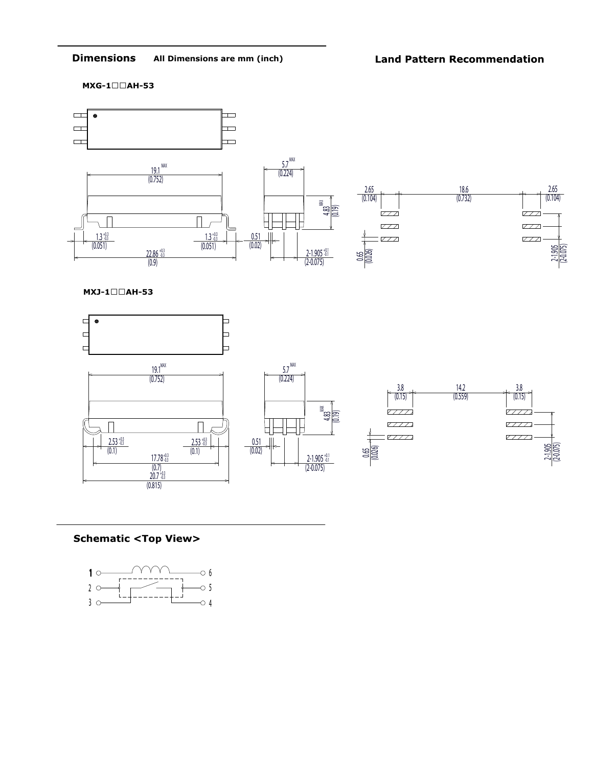## Dimensions

**All Dimensions are mm (inch)**

**MXG-1□□AH-53**

19.1 MAX
(0.752)

5.7 MAX
(0.224)

4.83 MAX
(0.19)

1.3 $^{+0.3}_{-0.3}$
(0.051)

1.3 $^{+0.3}_{-0.3}$
(0.051)

0.51
(0.02)

22.86 $^{+0.3}_{-0.3}$
(0.9)

2-1.905 $^{+0.1}_{-0.1}$
(2-0.075)

**MXJ-1□□AH-53**

19.1 MAX
(0.752)

5.7 MAX
(0.224)

4.83 MAX
(0.19)

2.53 $^{+0.3}_{-0.3}$
(0.1)

2.53 $^{+0.3}_{-0.3}$
(0.1)

0.51
(0.02)

17.78 $^{+0.3}_{-0.3}$
(0.7)

20.7 $^{+0.3}_{-0.3}$
(0.815)

2-1.905 $^{+0.1}_{-0.1}$
(2-0.075)

## Land Pattern Recommendation

2.65
(0.104)

18.6
(0.732)

2.65
(0.104)

0.65
(0.026)

2-1.905
(2-0.075)

3.8
(0.15)

14.2
(0.559)

3.8
(0.15)

0.65
(0.026)

2-1.905
(2-0.075)

## Schematic <Top View>

1
2
3
6
5
4